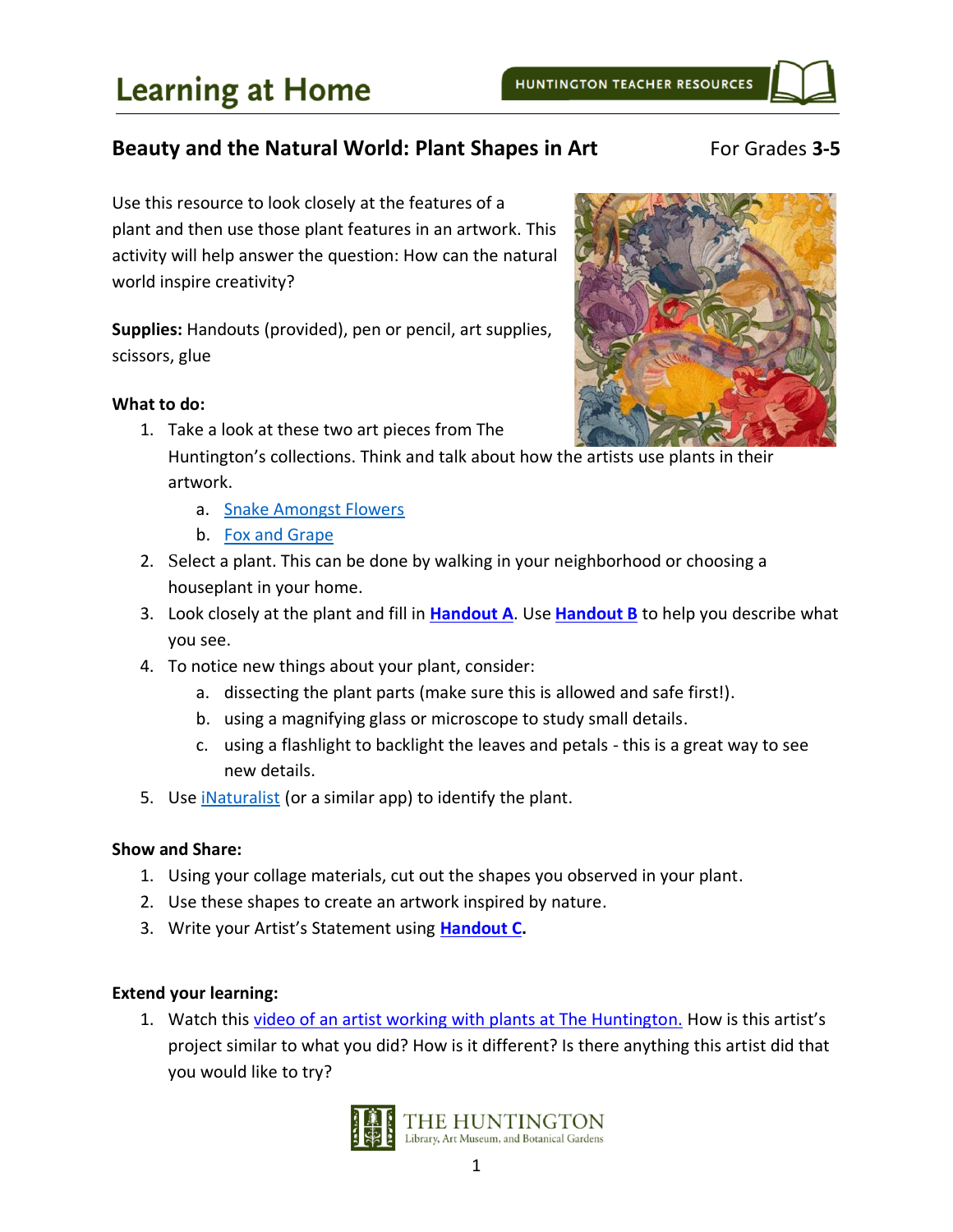# Learning at Home

HUNTINGTON TEACHER RESOURCES

## Beauty and the Natural World: Plant Shapes in Art

For Grades **3-5**

Use this resource to look closely at the features of a plant and then use those plant features in an artwork. This activity will help answer the question: How can the natural world inspire creativity?

**Supplies:** Handouts (provided), pen or pencil, art supplies, scissors, glue

**What to do:**

1. Take a look at these two art pieces from The Huntington's collections. Think and talk about how the artists use plants in their artwork.
   a. Snake Amongst Flowers
   b. Fox and Grape
2. Select a plant. This can be done by walking in your neighborhood or choosing a houseplant in your home.
3. Look closely at the plant and fill in **Handout A**. Use **Handout B** to help you describe what you see.
4. To notice new things about your plant, consider:
   a. dissecting the plant parts (make sure this is allowed and safe first!).
   b. using a magnifying glass or microscope to study small details.
   c. using a flashlight to backlight the leaves and petals - this is a great way to see new details.
5. Use iNaturalist (or a similar app) to identify the plant.

**Show and Share:**

1. Using your collage materials, cut out the shapes you observed in your plant.
2. Use these shapes to create an artwork inspired by nature.
3. Write your Artist's Statement using **Handout C.**

**Extend your learning:**

1. Watch this video of an artist working with plants at The Huntington. How is this artist's project similar to what you did? How is it different? Is there anything this artist did that you would like to try?

THE HUNTINGTON
Library, Art Museum, and Botanical Gardens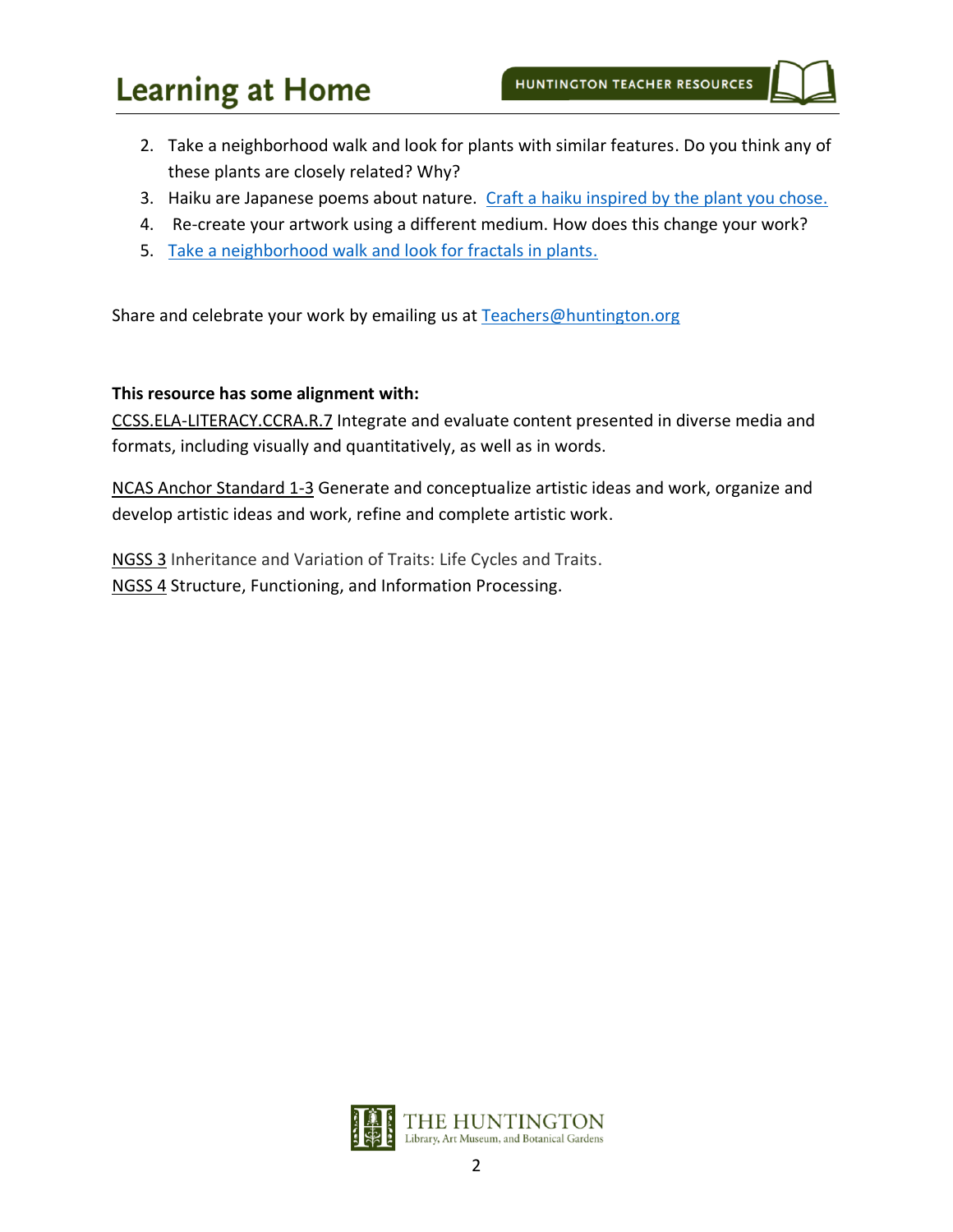2. Take a neighborhood walk and look for plants with similar features. Do you think any of these plants are closely related? Why?
3. Haiku are Japanese poems about nature. Craft a haiku inspired by the plant you chose.
4. Re-create your artwork using a different medium. How does this change your work?
5. Take a neighborhood walk and look for fractals in plants.

Share and celebrate your work by emailing us at Teachers@huntington.org

**This resource has some alignment with:**

CCSS.ELA-LITERACY.CCRA.R.7 Integrate and evaluate content presented in diverse media and formats, including visually and quantitatively, as well as in words.

NCAS Anchor Standard 1-3 Generate and conceptualize artistic ideas and work, organize and develop artistic ideas and work, refine and complete artistic work.

NGSS 3 Inheritance and Variation of Traits: Life Cycles and Traits.
NGSS 4 Structure, Functioning, and Information Processing.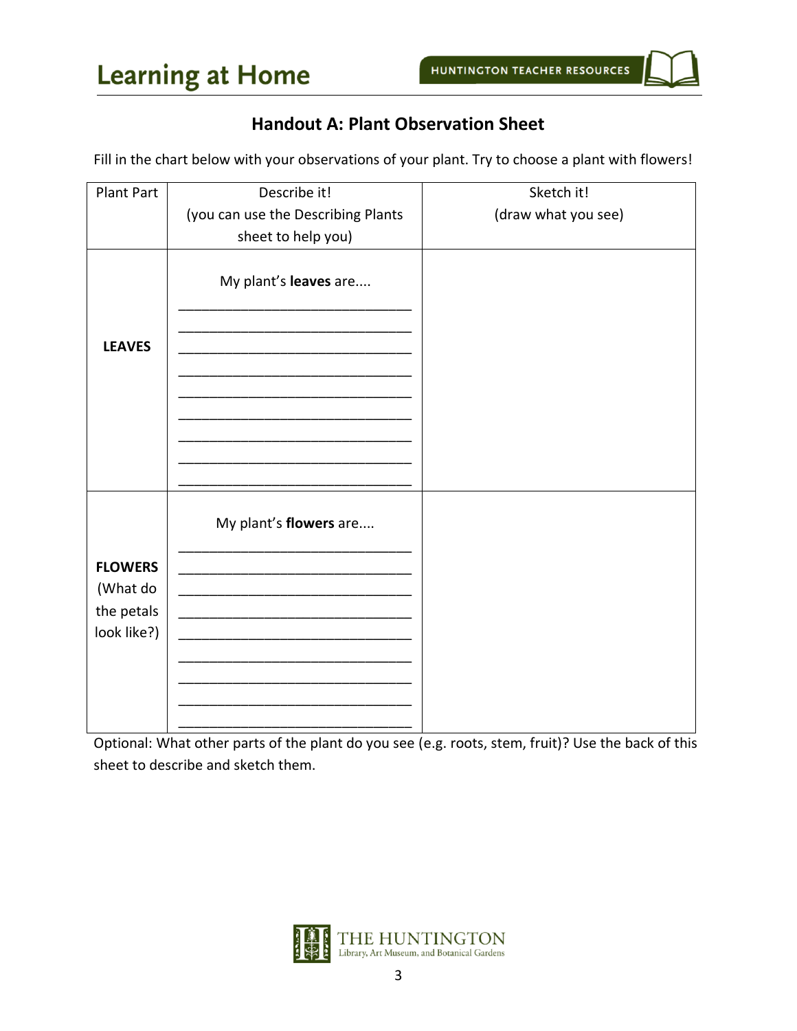## Handout A: Plant Observation Sheet

Fill in the chart below with your observations of your plant. Try to choose a plant with flowers!

| Plant Part | Describe it!<br>(you can use the Describing Plants sheet to help you) | Sketch it!<br>(draw what you see) |
|---|---|---|
| **LEAVES** | My plant's **leaves** are....<br>______________________________<br>______________________________<br>______________________________<br>______________________________<br>______________________________<br>______________________________<br>______________________________<br>______________________________<br>______________________________ | |
| **FLOWERS** (What do the petals look like?) | My plant's **flowers** are....<br>______________________________<br>______________________________<br>______________________________<br>______________________________<br>______________________________<br>______________________________<br>______________________________<br>______________________________<br>______________________________ | |

Optional: What other parts of the plant do you see (e.g. roots, stem, fruit)? Use the back of this sheet to describe and sketch them.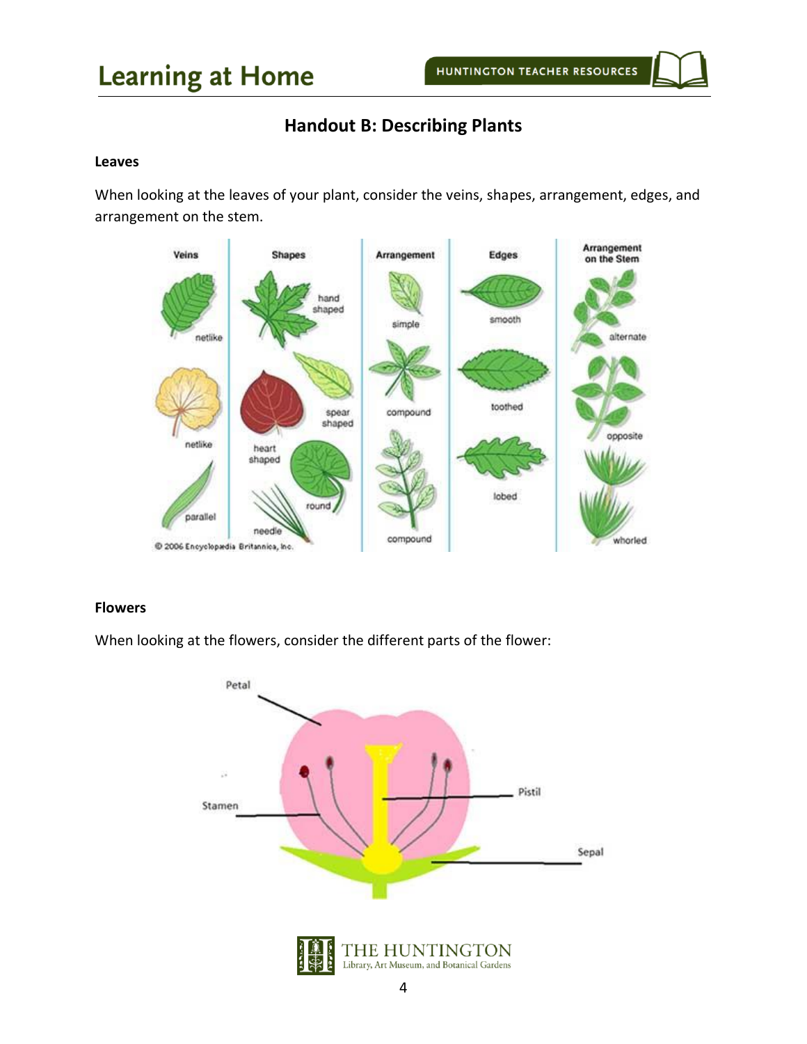## Handout B: Describing Plants

### Leaves

When looking at the leaves of your plant, consider the veins, shapes, arrangement, edges, and arrangement on the stem.

### Flowers

When looking at the flowers, consider the different parts of the flower: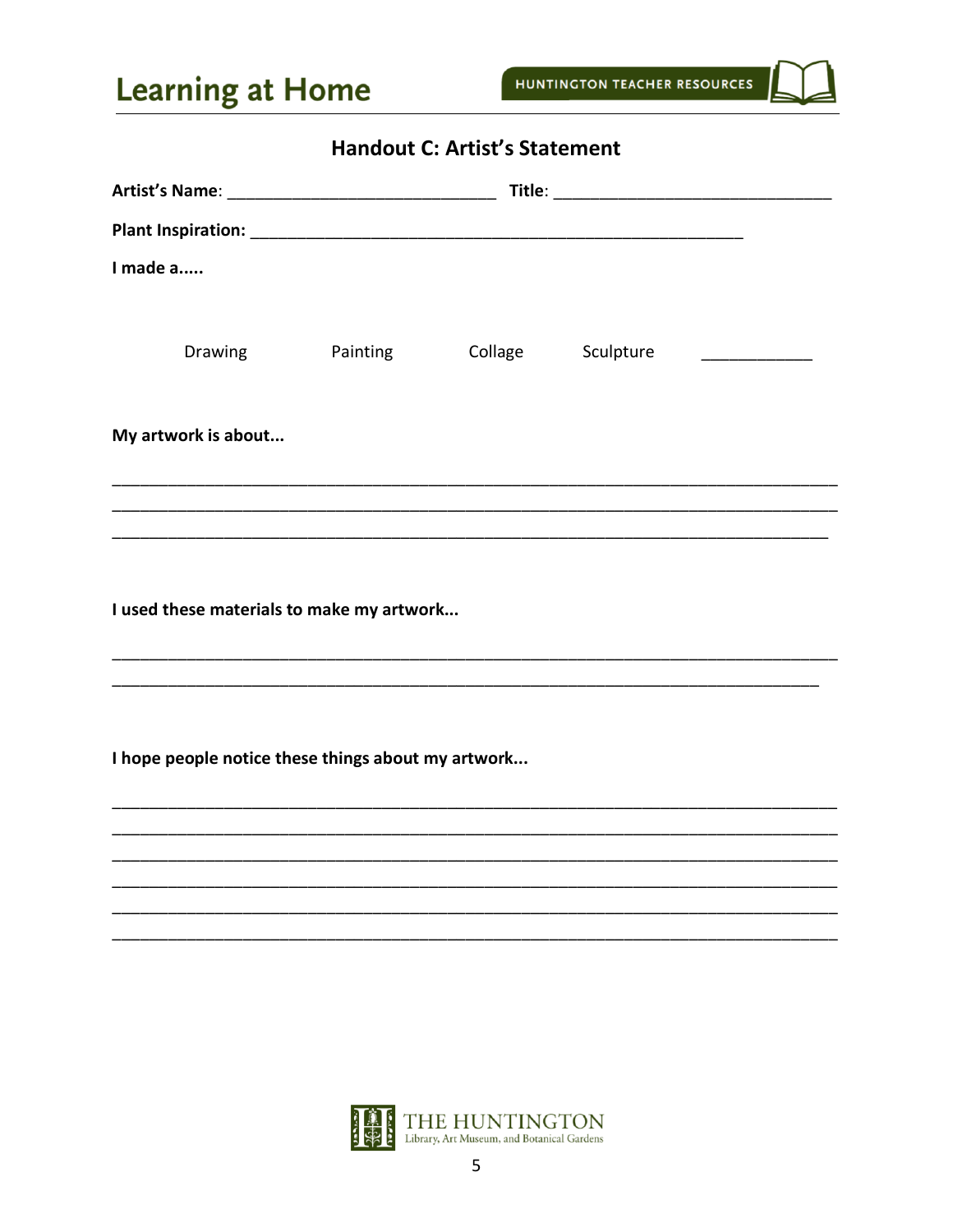## Handout C: Artist's Statement

**Artist's Name**: ____________________________ **Title**: ______________________________

**Plant Inspiration:** ____________________________________________________

**I made a.....**

Drawing     Painting     Collage     Sculpture     ____________

**My artwork is about...**

____________________________________________________________________________

____________________________________________________________________________

____________________________________________________________________________

**I used these materials to make my artwork...**

____________________________________________________________________________

____________________________________________________________________________

**I hope people notice these things about my artwork...**

____________________________________________________________________________

____________________________________________________________________________

____________________________________________________________________________

____________________________________________________________________________

____________________________________________________________________________

____________________________________________________________________________